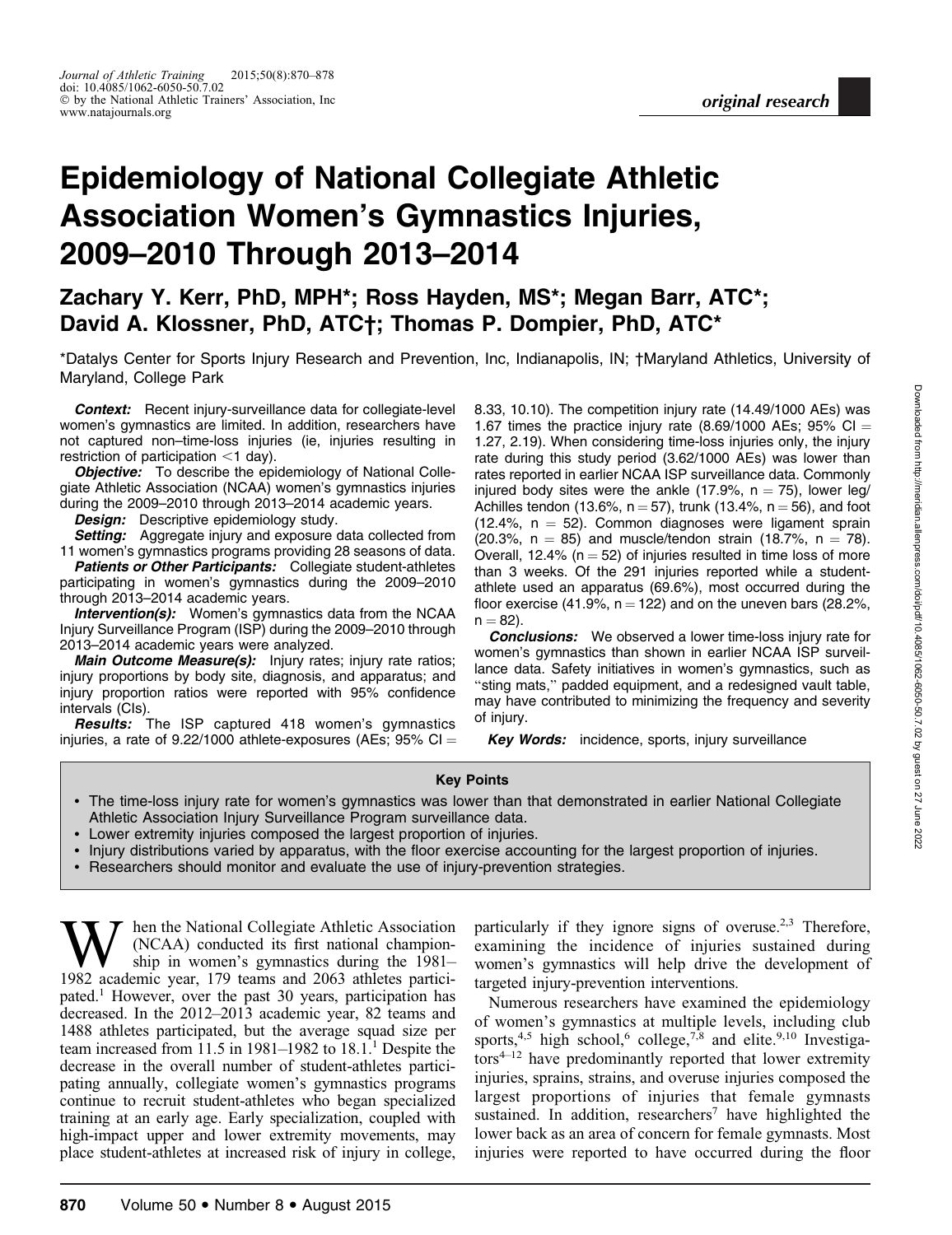*original research*

# Epidemiology of National Collegiate Athletic Association Women's Gymnastics Injuries, 2009–2010 Through 2013–2014

**Zachary Y. Kerr, PhD, MPH\*; Ross Hayden, MS\*; Megan Barr, ATC\*; David A. Klossner, PhD, ATC†; Thomas P. Dompier, PhD, ATC\***

\*Datalys Center for Sports Injury Research and Prevention, Inc, Indianapolis, IN; †Maryland Athletics, University of Maryland, College Park

***Context:*** Recent injury-surveillance data for collegiate-level women's gymnastics are limited. In addition, researchers have not captured non–time-loss injuries (ie, injuries resulting in restriction of participation <1 day).

***Objective:*** To describe the epidemiology of National Collegiate Athletic Association (NCAA) women's gymnastics injuries during the 2009–2010 through 2013–2014 academic years.

***Design:*** Descriptive epidemiology study.

***Setting:*** Aggregate injury and exposure data collected from 11 women's gymnastics programs providing 28 seasons of data.

***Patients or Other Participants:*** Collegiate student-athletes participating in women's gymnastics during the 2009–2010 through 2013–2014 academic years.

***Intervention(s):*** Women's gymnastics data from the NCAA Injury Surveillance Program (ISP) during the 2009–2010 through 2013–2014 academic years were analyzed.

***Main Outcome Measure(s):*** Injury rates; injury rate ratios; injury proportions by body site, diagnosis, and apparatus; and injury proportion ratios were reported with 95% confidence intervals (CIs).

***Results:*** The ISP captured 418 women's gymnastics injuries, a rate of 9.22/1000 athlete-exposures (AEs; 95% CI = 8.33, 10.10). The competition injury rate (14.49/1000 AEs) was 1.67 times the practice injury rate (8.69/1000 AEs; 95% CI = 1.27, 2.19). When considering time-loss injuries only, the injury rate during this study period (3.62/1000 AEs) was lower than rates reported in earlier NCAA ISP surveillance data. Commonly injured body sites were the ankle (17.9%, n = 75), lower leg/Achilles tendon (13.6%, n = 57), trunk (13.4%, n = 56), and foot (12.4%, n = 52). Common diagnoses were ligament sprain (20.3%, n = 85) and muscle/tendon strain (18.7%, n = 78). Overall, 12.4% (n = 52) of injuries resulted in time loss of more than 3 weeks. Of the 291 injuries reported while a student-athlete used an apparatus (69.6%), most occurred during the floor exercise (41.9%, n = 122) and on the uneven bars (28.2%, n = 82).

***Conclusions:*** We observed a lower time-loss injury rate for women's gymnastics than shown in earlier NCAA ISP surveillance data. Safety initiatives in women's gymnastics, such as "sting mats," padded equipment, and a redesigned vault table, may have contributed to minimizing the frequency and severity of injury.

***Key Words:*** incidence, sports, injury surveillance

**Key Points**

- The time-loss injury rate for women's gymnastics was lower than that demonstrated in earlier National Collegiate Athletic Association Injury Surveillance Program surveillance data.
- Lower extremity injuries composed the largest proportion of injuries.
- Injury distributions varied by apparatus, with the floor exercise accounting for the largest proportion of injuries.
- Researchers should monitor and evaluate the use of injury-prevention strategies.

When the National Collegiate Athletic Association (NCAA) conducted its first national championship in women's gymnastics during the 1981–1982 academic year, 179 teams and 2063 athletes participated.[1] However, over the past 30 years, participation has decreased. In the 2012–2013 academic year, 82 teams and 1488 athletes participated, but the average squad size per team increased from 11.5 in 1981–1982 to 18.1.[1] Despite the decrease in the overall number of student-athletes participating annually, collegiate women's gymnastics programs continue to recruit student-athletes who began specialized training at an early age. Early specialization, coupled with high-impact upper and lower extremity movements, may place student-athletes at increased risk of injury in college, particularly if they ignore signs of overuse.[2,3] Therefore, examining the incidence of injuries sustained during women's gymnastics will help drive the development of targeted injury-prevention interventions.

Numerous researchers have examined the epidemiology of women's gymnastics at multiple levels, including club sports,[4,5] high school,[6] college,[7,8] and elite.[9,10] Investigators[4–12] have predominantly reported that lower extremity injuries, sprains, strains, and overuse injuries composed the largest proportions of injuries that female gymnasts sustained. In addition, researchers[7] have highlighted the lower back as an area of concern for female gymnasts. Most injuries were reported to have occurred during the floor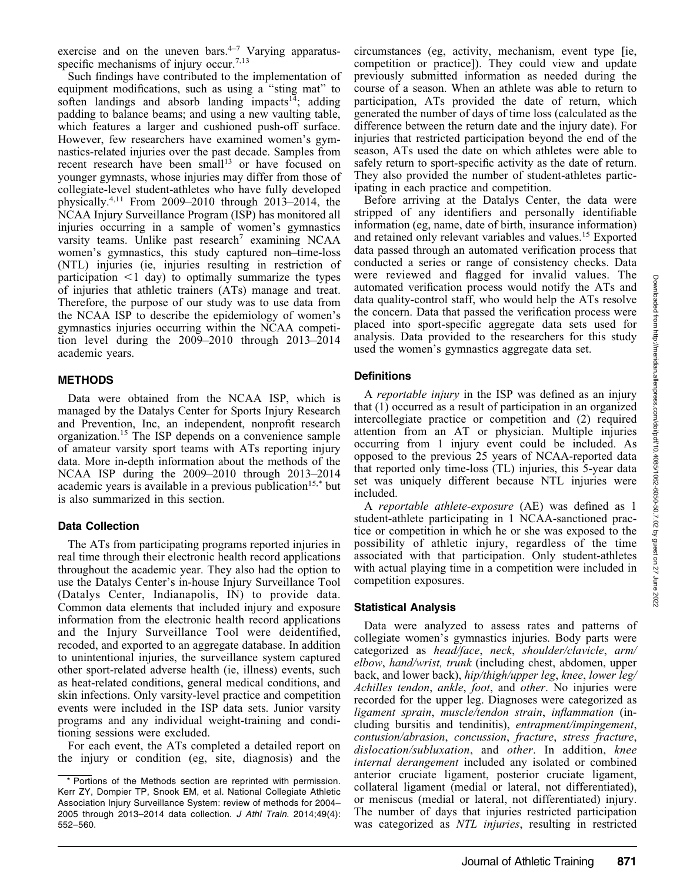exercise and on the uneven bars.[4–7] Varying apparatus-specific mechanisms of injury occur.[7,13]

Such findings have contributed to the implementation of equipment modifications, such as using a "sting mat" to soften landings and absorb landing impacts[14]; adding padding to balance beams; and using a new vaulting table, which features a larger and cushioned push-off surface. However, few researchers have examined women's gymnastics-related injuries over the past decade. Samples from recent research have been small[13] or have focused on younger gymnasts, whose injuries may differ from those of collegiate-level student-athletes who have fully developed physically.[4,11] From 2009–2010 through 2013–2014, the NCAA Injury Surveillance Program (ISP) has monitored all injuries occurring in a sample of women's gymnastics varsity teams. Unlike past research[7] examining NCAA women's gymnastics, this study captured non–time-loss (NTL) injuries (ie, injuries resulting in restriction of participation <1 day) to optimally summarize the types of injuries that athletic trainers (ATs) manage and treat. Therefore, the purpose of our study was to use data from the NCAA ISP to describe the epidemiology of women's gymnastics injuries occurring within the NCAA competition level during the 2009–2010 through 2013–2014 academic years.

## METHODS

Data were obtained from the NCAA ISP, which is managed by the Datalys Center for Sports Injury Research and Prevention, Inc, an independent, nonprofit research organization.[15] The ISP depends on a convenience sample of amateur varsity sport teams with ATs reporting injury data. More in-depth information about the methods of the NCAA ISP during the 2009–2010 through 2013–2014 academic years is available in a previous publication[15,*] but is also summarized in this section.

### Data Collection

The ATs from participating programs reported injuries in real time through their electronic health record applications throughout the academic year. They also had the option to use the Datalys Center's in-house Injury Surveillance Tool (Datalys Center, Indianapolis, IN) to provide data. Common data elements that included injury and exposure information from the electronic health record applications and the Injury Surveillance Tool were deidentified, recoded, and exported to an aggregate database. In addition to unintentional injuries, the surveillance system captured other sport-related adverse health (ie, illness) events, such as heat-related conditions, general medical conditions, and skin infections. Only varsity-level practice and competition events were included in the ISP data sets. Junior varsity programs and any individual weight-training and conditioning sessions were excluded.

For each event, the ATs completed a detailed report on the injury or condition (eg, site, diagnosis) and the circumstances (eg, activity, mechanism, event type [ie, competition or practice]). They could view and update previously submitted information as needed during the course of a season. When an athlete was able to return to participation, ATs provided the date of return, which generated the number of days of time loss (calculated as the difference between the return date and the injury date). For injuries that restricted participation beyond the end of the season, ATs used the date on which athletes were able to safely return to sport-specific activity as the date of return. They also provided the number of student-athletes participating in each practice and competition.

Before arriving at the Datalys Center, the data were stripped of any identifiers and personally identifiable information (eg, name, date of birth, insurance information) and retained only relevant variables and values.[15] Exported data passed through an automated verification process that conducted a series or range of consistency checks. Data were reviewed and flagged for invalid values. The automated verification process would notify the ATs and data quality-control staff, who would help the ATs resolve the concern. Data that passed the verification process were placed into sport-specific aggregate data sets used for analysis. Data provided to the researchers for this study used the women's gymnastics aggregate data set.

### Definitions

A *reportable injury* in the ISP was defined as an injury that (1) occurred as a result of participation in an organized intercollegiate practice or competition and (2) required attention from an AT or physician. Multiple injuries occurring from 1 injury event could be included. As opposed to the previous 25 years of NCAA-reported data that reported only time-loss (TL) injuries, this 5-year data set was uniquely different because NTL injuries were included.

A *reportable athlete-exposure* (AE) was defined as 1 student-athlete participating in 1 NCAA-sanctioned practice or competition in which he or she was exposed to the possibility of athletic injury, regardless of the time associated with that participation. Only student-athletes with actual playing time in a competition were included in competition exposures.

### Statistical Analysis

Data were analyzed to assess rates and patterns of collegiate women's gymnastics injuries. Body parts were categorized as *head/face*, *neck*, *shoulder/clavicle*, *arm/elbow*, *hand/wrist, trunk* (including chest, abdomen, upper back, and lower back), *hip/thigh/upper leg*, *knee*, *lower leg/Achilles tendon*, *ankle*, *foot*, and *other*. No injuries were recorded for the upper leg. Diagnoses were categorized as *ligament sprain*, *muscle/tendon strain*, *inflammation* (including bursitis and tendinitis), *entrapment/impingement*, *contusion/abrasion*, *concussion*, *fracture*, *stress fracture*, *dislocation/subluxation*, and *other*. In addition, *knee internal derangement* included any isolated or combined anterior cruciate ligament, posterior cruciate ligament, collateral ligament (medial or lateral, not differentiated), or meniscus (medial or lateral, not differentiated) injury. The number of days that injuries restricted participation was categorized as *NTL injuries*, resulting in restricted

\* Portions of the Methods section are reprinted with permission. Kerr ZY, Dompier TP, Snook EM, et al. National Collegiate Athletic Association Injury Surveillance System: review of methods for 2004–2005 through 2013–2014 data collection. *J Athl Train.* 2014;49(4):552–560.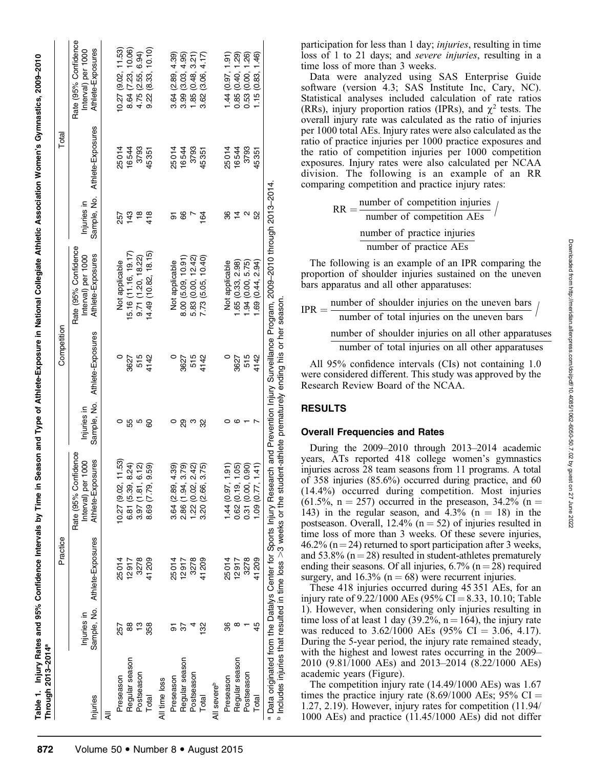**Table 1. Injury Rates and 95% Confidence Intervals by Time in Season and Type of Athlete-Exposure in National Collegiate Athletic Association Women's Gymnastics, 2009–2010 Through 2013–2014[a]**

| Injuries | Practice | | | Competition | | | Total | | |
|---|---|---|---|---|---|---|---|---|---|
| | Injuries in Sample, No. | Athlete-Exposures | Rate (95% Confidence Interval) per 1000 Athlete-Exposures | Injuries in Sample, No. | Athlete-Exposures | Rate (95% Confidence Interval) per 1000 Athlete-Exposures | Injuries in Sample, No. | Athlete-Exposures | Rate (95% Confidence Interval) per 1000 Athlete-Exposures |
| All | | | | | | | | | |
| Preseason | 257 | 25014 | 10.27 (9.02, 11.53) | 0 | 0 | Not applicable | 257 | 25014 | 10.27 (9.02, 11.53) |
| Regular season | 88 | 12917 | 6.81 (5.39, 8.24) | 55 | 3627 | 15.16 (11.16, 19.17) | 143 | 16544 | 8.64 (7.23, 10.06) |
| Postseason | 13 | 3278 | 3.97 (1.81, 6.12) | 5 | 515 | 9.71 (1.20, 18.22) | 18 | 3793 | 4.75 (2.55, 6.94) |
| Total | 358 | 41209 | 8.69 (7.79, 9.59) | 60 | 4142 | 14.49 (10.82, 18.15) | 418 | 45351 | 9.22 (8.33, 10.10) |
| All time loss | | | | | | | | | |
| Preseason | 91 | 25014 | 3.64 (2.89, 4.39) | 0 | 0 | Not applicable | 91 | 25014 | 3.64 (2.89, 4.39) |
| Regular season | 37 | 12917 | 2.86 (1.94, 3.79) | 29 | 3627 | 8.00 (5.09, 10.91) | 66 | 16544 | 3.99 (3.03, 4.95) |
| Postseason | 4 | 3278 | 1.22 (0.02, 2.42) | 3 | 515 | 5.83 (0.00, 12.42) | 7 | 3793 | 1.85 (0.48, 3.21) |
| Total | 132 | 41209 | 3.20 (2.66, 3.75) | 32 | 4142 | 7.73 (5.05, 10.40) | 164 | 45351 | 3.62 (3.06, 4.17) |
| All severe[b] | | | | | | | | | |
| Preseason | 36 | 25014 | 1.44 (0.97, 1.91) | 0 | 0 | Not applicable | 36 | 25014 | 1.44 (0.97, 1.91) |
| Regular season | 8 | 12917 | 0.62 (0.19, 1.05) | 6 | 3627 | 1.65 (0.33, 2.98) | 14 | 16544 | 0.85 (0.40, 1.29) |
| Postseason | 1 | 3278 | 0.31 (0.00, 0.90) | 1 | 515 | 1.94 (0.00, 5.75) | 2 | 3793 | 0.53 (0.00, 1.26) |
| Total | 45 | 41209 | 1.09 (0.77, 1.41) | 7 | 4142 | 1.69 (0.44, 2.94) | 52 | 45351 | 1.15 (0.83, 1.46) |

[a] Data originated from the Datalys Center for Sports Injury Research and Prevention Injury Surveillance Program, 2009–2010 through 2013–2014.
[b] Includes injuries that resulted in time loss >3 weeks or the student-athlete prematurely ending his or her season.

participation for less than 1 day; *injuries*, resulting in time loss of 1 to 21 days; and *severe injuries*, resulting in a time loss of more than 3 weeks.

Data were analyzed using SAS Enterprise Guide software (version 4.3; SAS Institute Inc, Cary, NC). Statistical analyses included calculation of rate ratios (RRs), injury proportion ratios (IPRs), and $\chi^2$ tests. The overall injury rate was calculated as the ratio of injuries per 1000 total AEs. Injury rates were also calculated as the ratio of practice injuries per 1000 practice exposures and the ratio of competition injuries per 1000 competition exposures. Injury rates were also calculated per NCAA division. The following is an example of an RR comparing competition and practice injury rates:

$$\mathrm{RR} = \frac{\text{number of competition injuries}}{\text{number of competition AEs}} \bigg/ \frac{\text{number of practice injuries}}{\text{number of practice AEs}}$$

The following is an example of an IPR comparing the proportion of shoulder injuries sustained on the uneven bars apparatus and all other apparatuses:

$$\mathrm{IPR} = \frac{\text{number of shoulder injuries on the uneven bars}}{\text{number of total injuries on the uneven bars}} \bigg/ \frac{\text{number of shoulder injuries on all other apparatuses}}{\text{number of total injuries on all other apparatuses}}$$

All 95% confidence intervals (CIs) not containing 1.0 were considered different. This study was approved by the Research Review Board of the NCAA.

## RESULTS

### Overall Frequencies and Rates

During the 2009–2010 through 2013–2014 academic years, ATs reported 418 college women's gymnastics injuries across 28 team seasons from 11 programs. A total of 358 injuries (85.6%) occurred during practice, and 60 (14.4%) occurred during competition. Most injuries (61.5%, n = 257) occurred in the preseason, 34.2% (n = 143) in the regular season, and 4.3% (n = 18) in the postseason. Overall, 12.4% (n = 52) of injuries resulted in time loss of more than 3 weeks. Of these severe injuries, 46.2% (n = 24) returned to sport participation after 3 weeks, and 53.8% (n = 28) resulted in student-athletes prematurely ending their seasons. Of all injuries, 6.7% (n = 28) required surgery, and 16.3% (n = 68) were recurrent injuries.

These 418 injuries occurred during 45 351 AEs, for an injury rate of 9.22/1000 AEs (95% CI = 8.33, 10.10; Table 1). However, when considering only injuries resulting in time loss of at least 1 day (39.2%, n = 164), the injury rate was reduced to 3.62/1000 AEs (95% CI = 3.06, 4.17). During the 5-year period, the injury rate remained steady, with the highest and lowest rates occurring in the 2009–2010 (9.81/1000 AEs) and 2013–2014 (8.22/1000 AEs) academic years (Figure).

The competition injury rate (14.49/1000 AEs) was 1.67 times the practice injury rate (8.69/1000 AEs; 95% CI = 1.27, 2.19). However, injury rates for competition (11.94/1000 AEs) and practice (11.45/1000 AEs) did not differ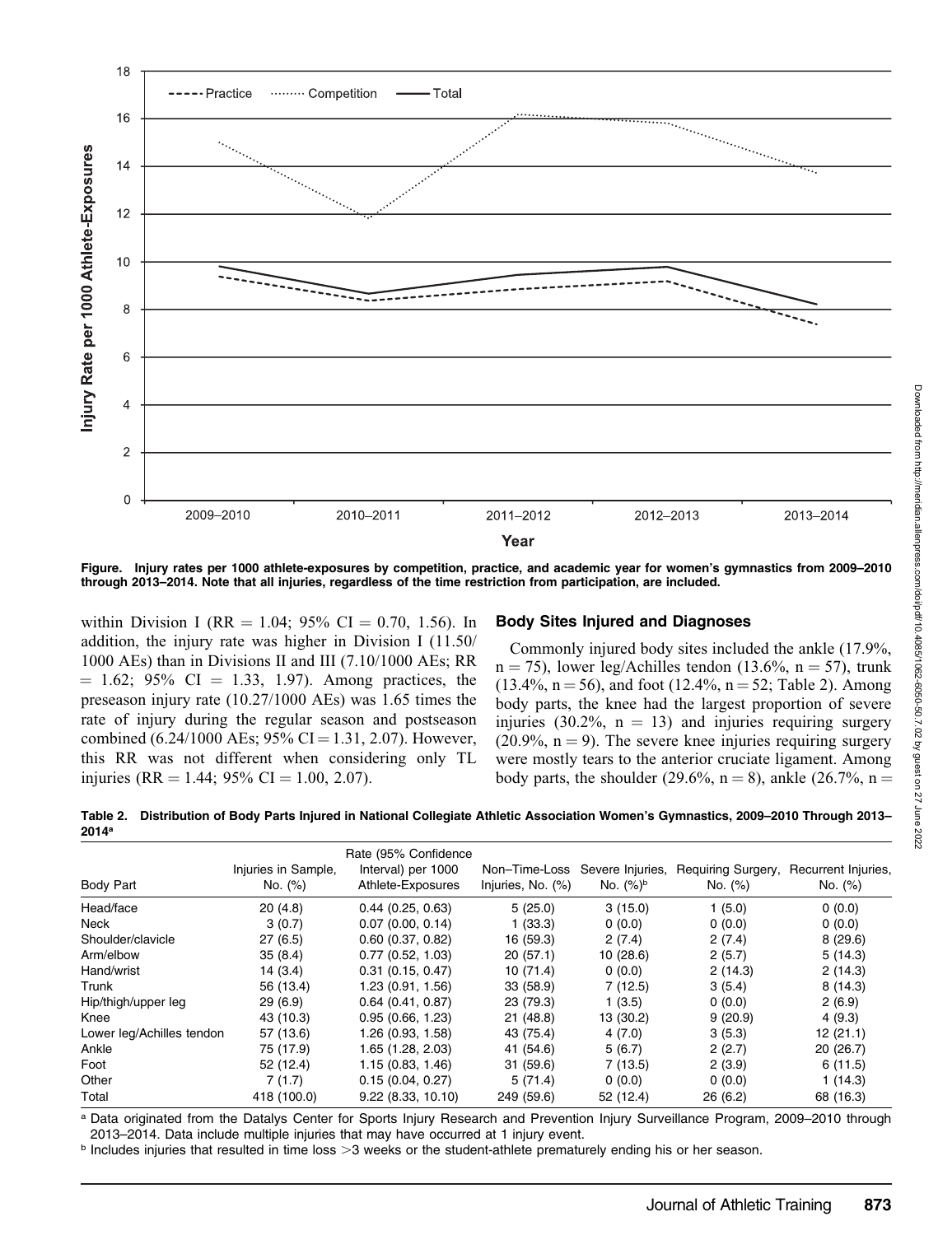Figure. Injury rates per 1000 athlete-exposures by competition, practice, and academic year for women's gymnastics from 2009–2010 through 2013–2014. Note that all injuries, regardless of the time restriction from participation, are included.

within Division I (RR = 1.04; 95% CI = 0.70, 1.56). In addition, the injury rate was higher in Division I (11.50/1000 AEs) than in Divisions II and III (7.10/1000 AEs; RR = 1.62; 95% CI = 1.33, 1.97). Among practices, the preseason injury rate (10.27/1000 AEs) was 1.65 times the rate of injury during the regular season and postseason combined (6.24/1000 AEs; 95% CI = 1.31, 2.07). However, this RR was not different when considering only TL injuries (RR = 1.44; 95% CI = 1.00, 2.07).

## Body Sites Injured and Diagnoses

Commonly injured body sites included the ankle (17.9%, n = 75), lower leg/Achilles tendon (13.6%, n = 57), trunk (13.4%, n = 56), and foot (12.4%, n = 52; Table 2). Among body parts, the knee had the largest proportion of severe injuries (30.2%, n = 13) and injuries requiring surgery (20.9%, n = 9). The severe knee injuries requiring surgery were mostly tears to the anterior cruciate ligament. Among body parts, the shoulder (29.6%, n = 8), ankle (26.7%, n =

**Table 2. Distribution of Body Parts Injured in National Collegiate Athletic Association Women's Gymnastics, 2009–2010 Through 2013–2014[a]**

| Body Part | Injuries in Sample, No. (%) | Rate (95% Confidence Interval) per 1000 Athlete-Exposures | Non–Time-Loss Injuries, No. (%) | Severe Injuries, No. (%)[b] | Requiring Surgery, No. (%) | Recurrent Injuries, No. (%) |
|---|---|---|---|---|---|---|
| Head/face | 20 (4.8) | 0.44 (0.25, 0.63) | 5 (25.0) | 3 (15.0) | 1 (5.0) | 0 (0.0) |
| Neck | 3 (0.7) | 0.07 (0.00, 0.14) | 1 (33.3) | 0 (0.0) | 0 (0.0) | 0 (0.0) |
| Shoulder/clavicle | 27 (6.5) | 0.60 (0.37, 0.82) | 16 (59.3) | 2 (7.4) | 2 (7.4) | 8 (29.6) |
| Arm/elbow | 35 (8.4) | 0.77 (0.52, 1.03) | 20 (57.1) | 10 (28.6) | 2 (5.7) | 5 (14.3) |
| Hand/wrist | 14 (3.4) | 0.31 (0.15, 0.47) | 10 (71.4) | 0 (0.0) | 2 (14.3) | 2 (14.3) |
| Trunk | 56 (13.4) | 1.23 (0.91, 1.56) | 33 (58.9) | 7 (12.5) | 3 (5.4) | 8 (14.3) |
| Hip/thigh/upper leg | 29 (6.9) | 0.64 (0.41, 0.87) | 23 (79.3) | 1 (3.5) | 0 (0.0) | 2 (6.9) |
| Knee | 43 (10.3) | 0.95 (0.66, 1.23) | 21 (48.8) | 13 (30.2) | 9 (20.9) | 4 (9.3) |
| Lower leg/Achilles tendon | 57 (13.6) | 1.26 (0.93, 1.58) | 43 (75.4) | 4 (7.0) | 3 (5.3) | 12 (21.1) |
| Ankle | 75 (17.9) | 1.65 (1.28, 2.03) | 41 (54.6) | 5 (6.7) | 2 (2.7) | 20 (26.7) |
| Foot | 52 (12.4) | 1.15 (0.83, 1.46) | 31 (59.6) | 7 (13.5) | 2 (3.9) | 6 (11.5) |
| Other | 7 (1.7) | 0.15 (0.04, 0.27) | 5 (71.4) | 0 (0.0) | 0 (0.0) | 1 (14.3) |
| Total | 418 (100.0) | 9.22 (8.33, 10.10) | 249 (59.6) | 52 (12.4) | 26 (6.2) | 68 (16.3) |

[a] Data originated from the Datalys Center for Sports Injury Research and Prevention Injury Surveillance Program, 2009–2010 through 2013–2014. Data include multiple injuries that may have occurred at 1 injury event.

[b] Includes injuries that resulted in time loss >3 weeks or the student-athlete prematurely ending his or her season.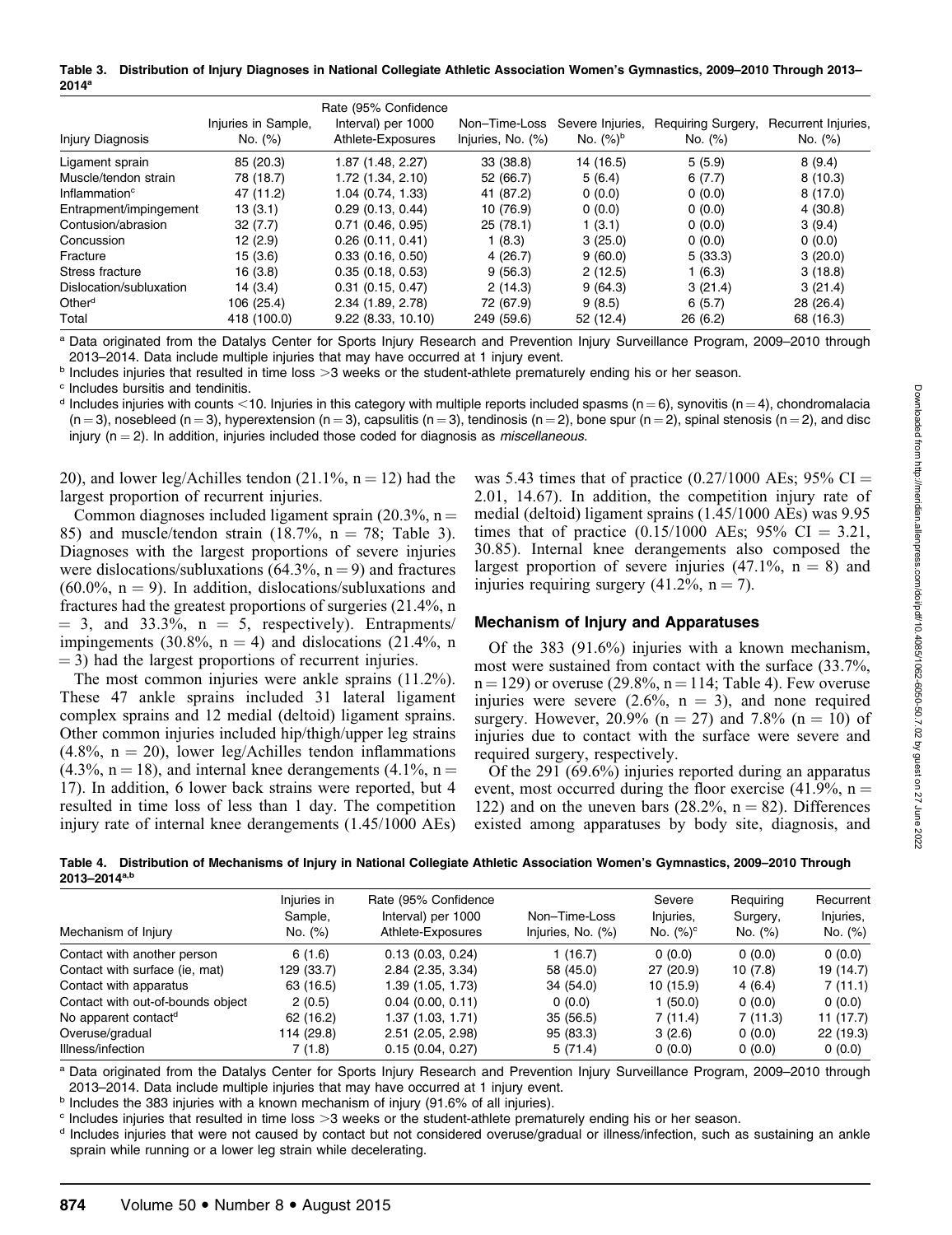**Table 3. Distribution of Injury Diagnoses in National Collegiate Athletic Association Women's Gymnastics, 2009–2010 Through 2013–2014[a]**

| Injury Diagnosis | Injuries in Sample, No. (%) | Rate (95% Confidence Interval) per 1000 Athlete-Exposures | Non–Time-Loss Injuries, No. (%) | Severe Injuries, No. (%)[b] | Requiring Surgery, No. (%) | Recurrent Injuries, No. (%) |
|---|---|---|---|---|---|---|
| Ligament sprain | 85 (20.3) | 1.87 (1.48, 2.27) | 33 (38.8) | 14 (16.5) | 5 (5.9) | 8 (9.4) |
| Muscle/tendon strain | 78 (18.7) | 1.72 (1.34, 2.10) | 52 (66.7) | 5 (6.4) | 6 (7.7) | 8 (10.3) |
| Inflammation[c] | 47 (11.2) | 1.04 (0.74, 1.33) | 41 (87.2) | 0 (0.0) | 0 (0.0) | 8 (17.0) |
| Entrapment/impingement | 13 (3.1) | 0.29 (0.13, 0.44) | 10 (76.9) | 0 (0.0) | 0 (0.0) | 4 (30.8) |
| Contusion/abrasion | 32 (7.7) | 0.71 (0.46, 0.95) | 25 (78.1) | 1 (3.1) | 0 (0.0) | 3 (9.4) |
| Concussion | 12 (2.9) | 0.26 (0.11, 0.41) | 1 (8.3) | 3 (25.0) | 0 (0.0) | 0 (0.0) |
| Fracture | 15 (3.6) | 0.33 (0.16, 0.50) | 4 (26.7) | 9 (60.0) | 5 (33.3) | 3 (20.0) |
| Stress fracture | 16 (3.8) | 0.35 (0.18, 0.53) | 9 (56.3) | 2 (12.5) | 1 (6.3) | 3 (18.8) |
| Dislocation/subluxation | 14 (3.4) | 0.31 (0.15, 0.47) | 2 (14.3) | 9 (64.3) | 3 (21.4) | 3 (21.4) |
| Other[d] | 106 (25.4) | 2.34 (1.89, 2.78) | 72 (67.9) | 9 (8.5) | 6 (5.7) | 28 (26.4) |
| Total | 418 (100.0) | 9.22 (8.33, 10.10) | 249 (59.6) | 52 (12.4) | 26 (6.2) | 68 (16.3) |

[a] Data originated from the Datalys Center for Sports Injury Research and Prevention Injury Surveillance Program, 2009–2010 through 2013–2014. Data include multiple injuries that may have occurred at 1 injury event.

[b] Includes injuries that resulted in time loss >3 weeks or the student-athlete prematurely ending his or her season.

[c] Includes bursitis and tendinitis.

[d] Includes injuries with counts <10. Injuries in this category with multiple reports included spasms (n = 6), synovitis (n = 4), chondromalacia (n = 3), nosebleed (n = 3), hyperextension (n = 3), capsulitis (n = 3), tendinosis (n = 2), bone spur (n = 2), spinal stenosis (n = 2), and disc injury (n = 2). In addition, injuries included those coded for diagnosis as *miscellaneous*.

20), and lower leg/Achilles tendon (21.1%, n = 12) had the largest proportion of recurrent injuries.

Common diagnoses included ligament sprain (20.3%, n = 85) and muscle/tendon strain (18.7%, n = 78; Table 3). Diagnoses with the largest proportions of severe injuries were dislocations/subluxations (64.3%, n = 9) and fractures (60.0%, n = 9). In addition, dislocations/subluxations and fractures had the greatest proportions of surgeries (21.4%, n = 3, and 33.3%, n = 5, respectively). Entrapments/impingements (30.8%, n = 4) and dislocations (21.4%, n = 3) had the largest proportions of recurrent injuries.

The most common injuries were ankle sprains (11.2%). These 47 ankle sprains included 31 lateral ligament complex sprains and 12 medial (deltoid) ligament sprains. Other common injuries included hip/thigh/upper leg strains (4.8%, n = 20), lower leg/Achilles tendon inflammations (4.3%, n = 18), and internal knee derangements (4.1%, n = 17). In addition, 6 lower back strains were reported, but 4 resulted in time loss of less than 1 day. The competition injury rate of internal knee derangements (1.45/1000 AEs) was 5.43 times that of practice (0.27/1000 AEs; 95% CI = 2.01, 14.67). In addition, the competition injury rate of medial (deltoid) ligament sprains (1.45/1000 AEs) was 9.95 times that of practice (0.15/1000 AEs; 95% CI = 3.21, 30.85). Internal knee derangements also composed the largest proportion of severe injuries (47.1%, n = 8) and injuries requiring surgery (41.2%, n = 7).

### Mechanism of Injury and Apparatuses

Of the 383 (91.6%) injuries with a known mechanism, most were sustained from contact with the surface (33.7%, n = 129) or overuse (29.8%, n = 114; Table 4). Few overuse injuries were severe (2.6%, n = 3), and none required surgery. However, 20.9% (n = 27) and 7.8% (n = 10) of injuries due to contact with the surface were severe and required surgery, respectively.

Of the 291 (69.6%) injuries reported during an apparatus event, most occurred during the floor exercise (41.9%, n = 122) and on the uneven bars (28.2%, n = 82). Differences existed among apparatuses by body site, diagnosis, and

**Table 4. Distribution of Mechanisms of Injury in National Collegiate Athletic Association Women's Gymnastics, 2009–2010 Through 2013–2014[a,b]**

| Mechanism of Injury | Injuries in Sample, No. (%) | Rate (95% Confidence Interval) per 1000 Athlete-Exposures | Non–Time-Loss Injuries, No. (%) | Severe Injuries, No. (%)[c] | Requiring Surgery, No. (%) | Recurrent Injuries, No. (%) |
|---|---|---|---|---|---|---|
| Contact with another person | 6 (1.6) | 0.13 (0.03, 0.24) | 1 (16.7) | 0 (0.0) | 0 (0.0) | 0 (0.0) |
| Contact with surface (ie, mat) | 129 (33.7) | 2.84 (2.35, 3.34) | 58 (45.0) | 27 (20.9) | 10 (7.8) | 19 (14.7) |
| Contact with apparatus | 63 (16.5) | 1.39 (1.05, 1.73) | 34 (54.0) | 10 (15.9) | 4 (6.4) | 7 (11.1) |
| Contact with out-of-bounds object | 2 (0.5) | 0.04 (0.00, 0.11) | 0 (0.0) | 1 (50.0) | 0 (0.0) | 0 (0.0) |
| No apparent contact[d] | 62 (16.2) | 1.37 (1.03, 1.71) | 35 (56.5) | 7 (11.4) | 7 (11.3) | 11 (17.7) |
| Overuse/gradual | 114 (29.8) | 2.51 (2.05, 2.98) | 95 (83.3) | 3 (2.6) | 0 (0.0) | 22 (19.3) |
| Illness/infection | 7 (1.8) | 0.15 (0.04, 0.27) | 5 (71.4) | 0 (0.0) | 0 (0.0) | 0 (0.0) |

[a] Data originated from the Datalys Center for Sports Injury Research and Prevention Injury Surveillance Program, 2009–2010 through 2013–2014. Data include multiple injuries that may have occurred at 1 injury event.

[b] Includes the 383 injuries with a known mechanism of injury (91.6% of all injuries).

[c] Includes injuries that resulted in time loss >3 weeks or the student-athlete prematurely ending his or her season.

[d] Includes injuries that were not caused by contact but not considered overuse/gradual or illness/infection, such as sustaining an ankle sprain while running or a lower leg strain while decelerating.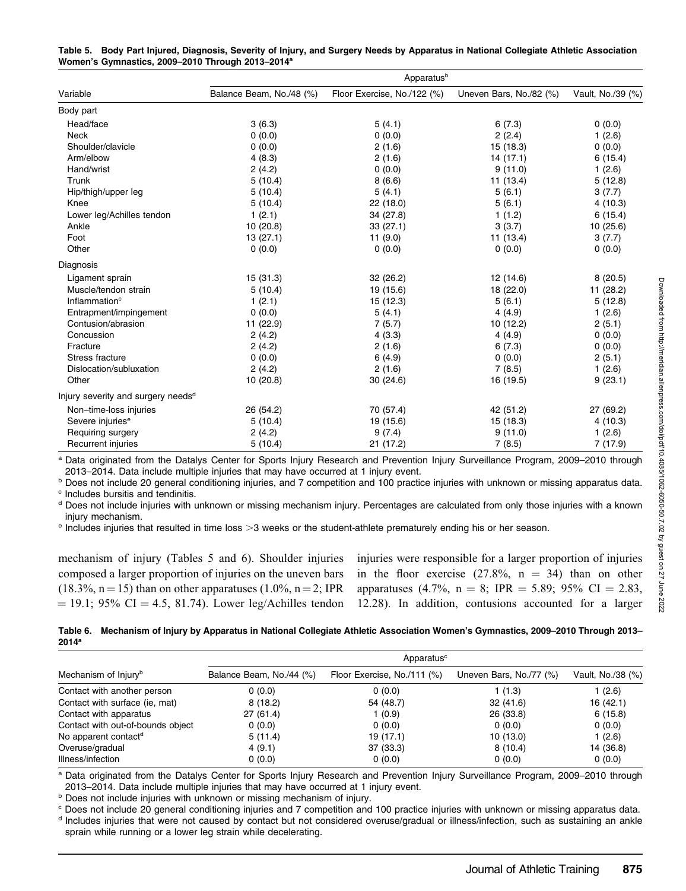**Table 5. Body Part Injured, Diagnosis, Severity of Injury, and Surgery Needs by Apparatus in National Collegiate Athletic Association Women's Gymnastics, 2009–2010 Through 2013–2014[a]**

| Variable | Apparatus[b] | | | |
|---|---|---|---|---|
| | Balance Beam, No./48 (%) | Floor Exercise, No./122 (%) | Uneven Bars, No./82 (%) | Vault, No./39 (%) |
| **Body part** | | | | |
| Head/face | 3 (6.3) | 5 (4.1) | 6 (7.3) | 0 (0.0) |
| Neck | 0 (0.0) | 0 (0.0) | 2 (2.4) | 1 (2.6) |
| Shoulder/clavicle | 0 (0.0) | 2 (1.6) | 15 (18.3) | 0 (0.0) |
| Arm/elbow | 4 (8.3) | 2 (1.6) | 14 (17.1) | 6 (15.4) |
| Hand/wrist | 2 (4.2) | 0 (0.0) | 9 (11.0) | 1 (2.6) |
| Trunk | 5 (10.4) | 8 (6.6) | 11 (13.4) | 5 (12.8) |
| Hip/thigh/upper leg | 5 (10.4) | 5 (4.1) | 5 (6.1) | 3 (7.7) |
| Knee | 5 (10.4) | 22 (18.0) | 5 (6.1) | 4 (10.3) |
| Lower leg/Achilles tendon | 1 (2.1) | 34 (27.8) | 1 (1.2) | 6 (15.4) |
| Ankle | 10 (20.8) | 33 (27.1) | 3 (3.7) | 10 (25.6) |
| Foot | 13 (27.1) | 11 (9.0) | 11 (13.4) | 3 (7.7) |
| Other | 0 (0.0) | 0 (0.0) | 0 (0.0) | 0 (0.0) |
| **Diagnosis** | | | | |
| Ligament sprain | 15 (31.3) | 32 (26.2) | 12 (14.6) | 8 (20.5) |
| Muscle/tendon strain | 5 (10.4) | 19 (15.6) | 18 (22.0) | 11 (28.2) |
| Inflammation[c] | 1 (2.1) | 15 (12.3) | 5 (6.1) | 5 (12.8) |
| Entrapment/impingement | 0 (0.0) | 5 (4.1) | 4 (4.9) | 1 (2.6) |
| Contusion/abrasion | 11 (22.9) | 7 (5.7) | 10 (12.2) | 2 (5.1) |
| Concussion | 2 (4.2) | 4 (3.3) | 4 (4.9) | 0 (0.0) |
| Fracture | 2 (4.2) | 2 (1.6) | 6 (7.3) | 0 (0.0) |
| Stress fracture | 0 (0.0) | 6 (4.9) | 0 (0.0) | 2 (5.1) |
| Dislocation/subluxation | 2 (4.2) | 2 (1.6) | 7 (8.5) | 1 (2.6) |
| Other | 10 (20.8) | 30 (24.6) | 16 (19.5) | 9 (23.1) |
| **Injury severity and surgery needs[d]** | | | | |
| Non–time-loss injuries | 26 (54.2) | 70 (57.4) | 42 (51.2) | 27 (69.2) |
| Severe injuries[e] | 5 (10.4) | 19 (15.6) | 15 (18.3) | 4 (10.3) |
| Requiring surgery | 2 (4.2) | 9 (7.4) | 9 (11.0) | 1 (2.6) |
| Recurrent injuries | 5 (10.4) | 21 (17.2) | 7 (8.5) | 7 (17.9) |

[a] Data originated from the Datalys Center for Sports Injury Research and Prevention Injury Surveillance Program, 2009–2010 through 2013–2014. Data include multiple injuries that may have occurred at 1 injury event.
[b] Does not include 20 general conditioning injuries, and 7 competition and 100 practice injuries with unknown or missing apparatus data.
[c] Includes bursitis and tendinitis.
[d] Does not include injuries with unknown or missing mechanism injury. Percentages are calculated from only those injuries with a known injury mechanism.
[e] Includes injuries that resulted in time loss >3 weeks or the student-athlete prematurely ending his or her season.

mechanism of injury (Tables 5 and 6). Shoulder injuries composed a larger proportion of injuries on the uneven bars (18.3%, n = 15) than on other apparatuses (1.0%, n = 2; IPR = 19.1; 95% CI = 4.5, 81.74). Lower leg/Achilles tendon injuries were responsible for a larger proportion of injuries in the floor exercise (27.8%, n = 34) than on other apparatuses (4.7%, n = 8; IPR = 5.89; 95% CI = 2.83, 12.28). In addition, contusions accounted for a larger

**Table 6. Mechanism of Injury by Apparatus in National Collegiate Athletic Association Women's Gymnastics, 2009–2010 Through 2013–2014[a]**

| Mechanism of Injury[b] | Apparatus[c] | | | |
|---|---|---|---|---|
| | Balance Beam, No./44 (%) | Floor Exercise, No./111 (%) | Uneven Bars, No./77 (%) | Vault, No./38 (%) |
| Contact with another person | 0 (0.0) | 0 (0.0) | 1 (1.3) | 1 (2.6) |
| Contact with surface (ie, mat) | 8 (18.2) | 54 (48.7) | 32 (41.6) | 16 (42.1) |
| Contact with apparatus | 27 (61.4) | 1 (0.9) | 26 (33.8) | 6 (15.8) |
| Contact with out-of-bounds object | 0 (0.0) | 0 (0.0) | 0 (0.0) | 0 (0.0) |
| No apparent contact[d] | 5 (11.4) | 19 (17.1) | 10 (13.0) | 1 (2.6) |
| Overuse/gradual | 4 (9.1) | 37 (33.3) | 8 (10.4) | 14 (36.8) |
| Illness/infection | 0 (0.0) | 0 (0.0) | 0 (0.0) | 0 (0.0) |

[a] Data originated from the Datalys Center for Sports Injury Research and Prevention Injury Surveillance Program, 2009–2010 through 2013–2014. Data include multiple injuries that may have occurred at 1 injury event.
[b] Does not include injuries with unknown or missing mechanism of injury.
[c] Does not include 20 general conditioning injuries and 7 competition and 100 practice injuries with unknown or missing apparatus data.
[d] Includes injuries that were not caused by contact but not considered overuse/gradual or illness/infection, such as sustaining an ankle sprain while running or a lower leg strain while decelerating.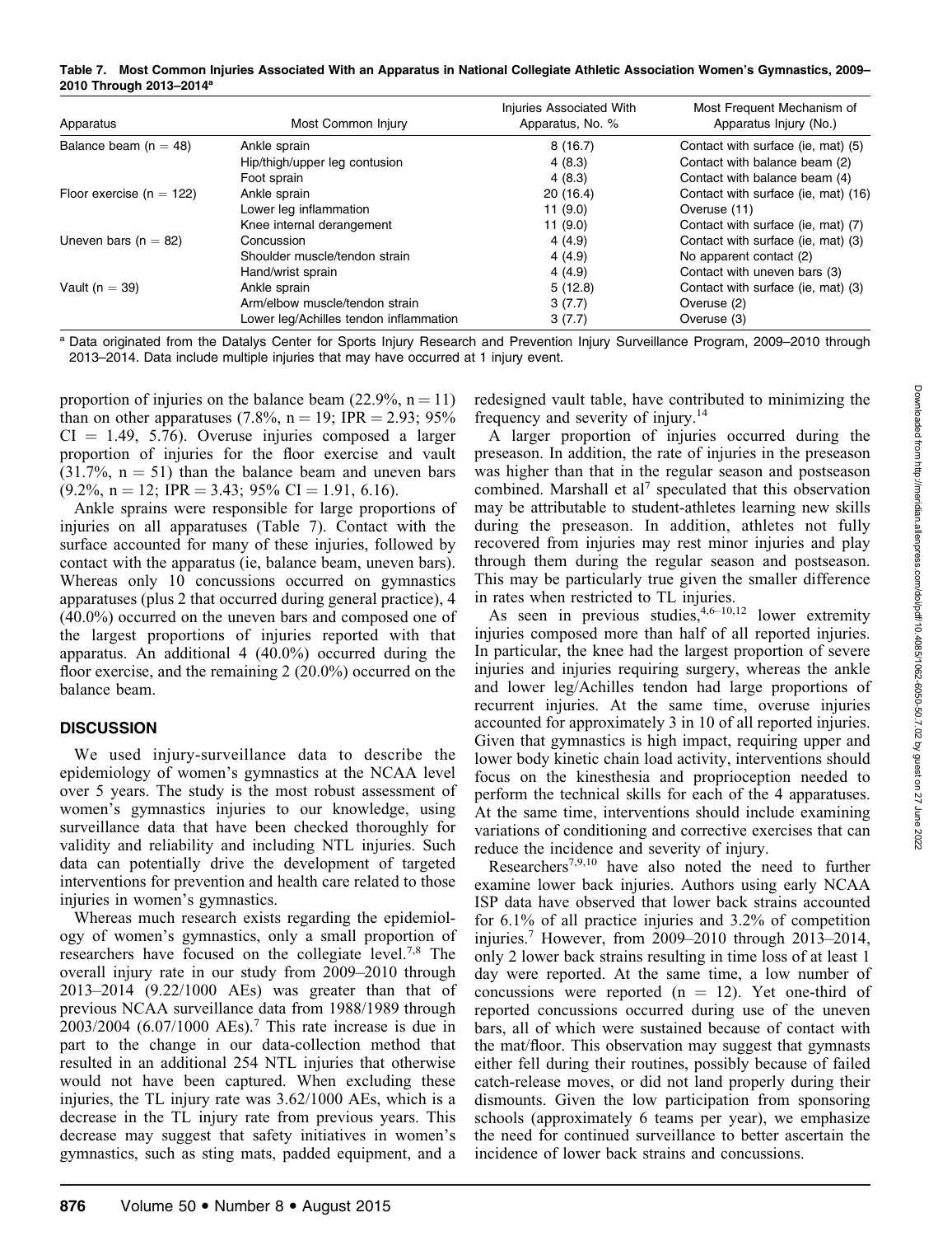**Table 7. Most Common Injuries Associated With an Apparatus in National Collegiate Athletic Association Women's Gymnastics, 2009–2010 Through 2013–2014[a]**

| Apparatus | Most Common Injury | Injuries Associated With Apparatus, No. % | Most Frequent Mechanism of Apparatus Injury (No.) |
|---|---|---|---|
| Balance beam (n = 48) | Ankle sprain | 8 (16.7) | Contact with surface (ie, mat) (5) |
| | Hip/thigh/upper leg contusion | 4 (8.3) | Contact with balance beam (2) |
| | Foot sprain | 4 (8.3) | Contact with balance beam (4) |
| Floor exercise (n = 122) | Ankle sprain | 20 (16.4) | Contact with surface (ie, mat) (16) |
| | Lower leg inflammation | 11 (9.0) | Overuse (11) |
| | Knee internal derangement | 11 (9.0) | Contact with surface (ie, mat) (7) |
| Uneven bars (n = 82) | Concussion | 4 (4.9) | Contact with surface (ie, mat) (3) |
| | Shoulder muscle/tendon strain | 4 (4.9) | No apparent contact (2) |
| | Hand/wrist sprain | 4 (4.9) | Contact with uneven bars (3) |
| Vault (n = 39) | Ankle sprain | 5 (12.8) | Contact with surface (ie, mat) (3) |
| | Arm/elbow muscle/tendon strain | 3 (7.7) | Overuse (2) |
| | Lower leg/Achilles tendon inflammation | 3 (7.7) | Overuse (3) |

[a] Data originated from the Datalys Center for Sports Injury Research and Prevention Injury Surveillance Program, 2009–2010 through 2013–2014. Data include multiple injuries that may have occurred at 1 injury event.

proportion of injuries on the balance beam (22.9%, n = 11) than on other apparatuses (7.8%, n = 19; IPR = 2.93; 95% CI = 1.49, 5.76). Overuse injuries composed a larger proportion of injuries for the floor exercise and vault (31.7%, n = 51) than the balance beam and uneven bars (9.2%, n = 12; IPR = 3.43; 95% CI = 1.91, 6.16).

Ankle sprains were responsible for large proportions of injuries on all apparatuses (Table 7). Contact with the surface accounted for many of these injuries, followed by contact with the apparatus (ie, balance beam, uneven bars). Whereas only 10 concussions occurred on gymnastics apparatuses (plus 2 that occurred during general practice), 4 (40.0%) occurred on the uneven bars and composed one of the largest proportions of injuries reported with that apparatus. An additional 4 (40.0%) occurred during the floor exercise, and the remaining 2 (20.0%) occurred on the balance beam.

## DISCUSSION

We used injury-surveillance data to describe the epidemiology of women's gymnastics at the NCAA level over 5 years. The study is the most robust assessment of women's gymnastics injuries to our knowledge, using surveillance data that have been checked thoroughly for validity and reliability and including NTL injuries. Such data can potentially drive the development of targeted interventions for prevention and health care related to those injuries in women's gymnastics.

Whereas much research exists regarding the epidemiology of women's gymnastics, only a small proportion of researchers have focused on the collegiate level.[7,8] The overall injury rate in our study from 2009–2010 through 2013–2014 (9.22/1000 AEs) was greater than that of previous NCAA surveillance data from 1988/1989 through 2003/2004 (6.07/1000 AEs).[7] This rate increase is due in part to the change in our data-collection method that resulted in an additional 254 NTL injuries that otherwise would not have been captured. When excluding these injuries, the TL injury rate was 3.62/1000 AEs, which is a decrease in the TL injury rate from previous years. This decrease may suggest that safety initiatives in women's gymnastics, such as sting mats, padded equipment, and a redesigned vault table, have contributed to minimizing the frequency and severity of injury.[14]

A larger proportion of injuries occurred during the preseason. In addition, the rate of injuries in the preseason was higher than that in the regular season and postseason combined. Marshall et al[7] speculated that this observation may be attributable to student-athletes learning new skills during the preseason. In addition, athletes not fully recovered from injuries may rest minor injuries and play through them during the regular season and postseason. This may be particularly true given the smaller difference in rates when restricted to TL injuries.

As seen in previous studies,[4,6–10,12] lower extremity injuries composed more than half of all reported injuries. In particular, the knee had the largest proportion of severe injuries and injuries requiring surgery, whereas the ankle and lower leg/Achilles tendon had large proportions of recurrent injuries. At the same time, overuse injuries accounted for approximately 3 in 10 of all reported injuries. Given that gymnastics is high impact, requiring upper and lower body kinetic chain load activity, interventions should focus on the kinesthesia and proprioception needed to perform the technical skills for each of the 4 apparatuses. At the same time, interventions should include examining variations of conditioning and corrective exercises that can reduce the incidence and severity of injury.

Researchers[7,9,10] have also noted the need to further examine lower back injuries. Authors using early NCAA ISP data have observed that lower back strains accounted for 6.1% of all practice injuries and 3.2% of competition injuries.[7] However, from 2009–2010 through 2013–2014, only 2 lower back strains resulting in time loss of at least 1 day were reported. At the same time, a low number of concussions were reported (n = 12). Yet one-third of reported concussions occurred during use of the uneven bars, all of which were sustained because of contact with the mat/floor. This observation may suggest that gymnasts either fell during their routines, possibly because of failed catch-release moves, or did not land properly during their dismounts. Given the low participation from sponsoring schools (approximately 6 teams per year), we emphasize the need for continued surveillance to better ascertain the incidence of lower back strains and concussions.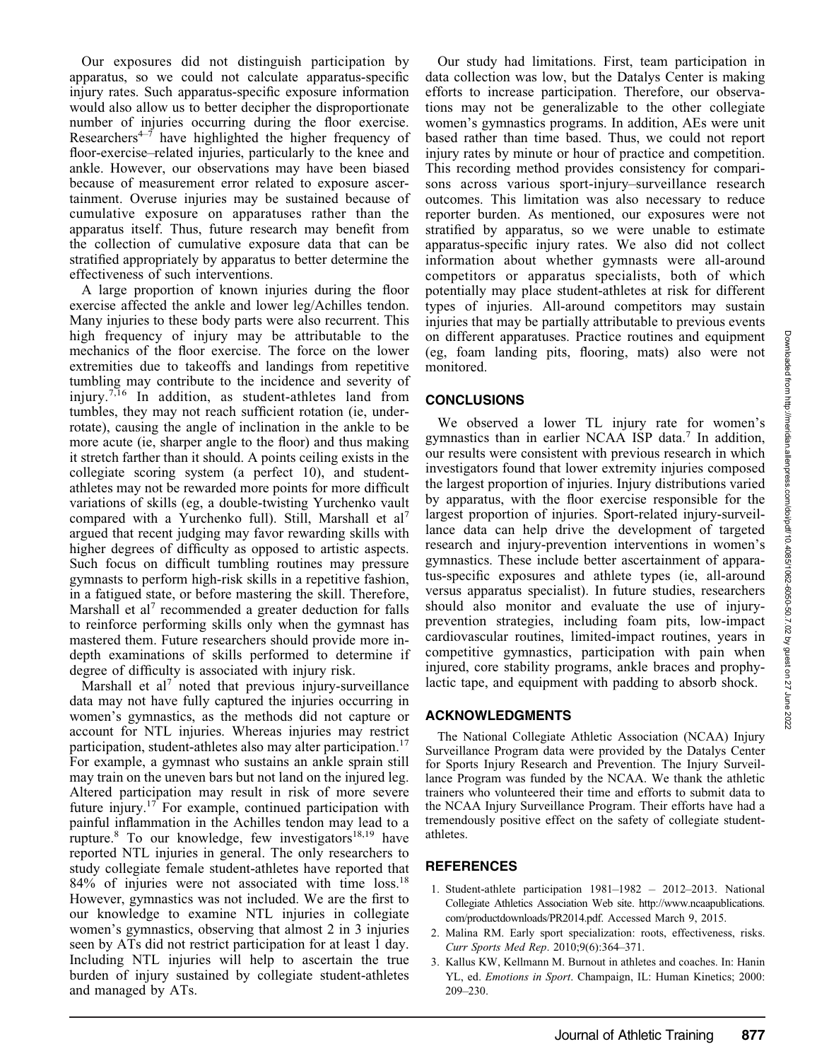Our exposures did not distinguish participation by apparatus, so we could not calculate apparatus-specific injury rates. Such apparatus-specific exposure information would also allow us to better decipher the disproportionate number of injuries occurring during the floor exercise. Researchers[4–7] have highlighted the higher frequency of floor-exercise–related injuries, particularly to the knee and ankle. However, our observations may have been biased because of measurement error related to exposure ascertainment. Overuse injuries may be sustained because of cumulative exposure on apparatuses rather than the apparatus itself. Thus, future research may benefit from the collection of cumulative exposure data that can be stratified appropriately by apparatus to better determine the effectiveness of such interventions.

A large proportion of known injuries during the floor exercise affected the ankle and lower leg/Achilles tendon. Many injuries to these body parts were also recurrent. This high frequency of injury may be attributable to the mechanics of the floor exercise. The force on the lower extremities due to takeoffs and landings from repetitive tumbling may contribute to the incidence and severity of injury.[7,16] In addition, as student-athletes land from tumbles, they may not reach sufficient rotation (ie, underrotate), causing the angle of inclination in the ankle to be more acute (ie, sharper angle to the floor) and thus making it stretch farther than it should. A points ceiling exists in the collegiate scoring system (a perfect 10), and student-athletes may not be rewarded more points for more difficult variations of skills (eg, a double-twisting Yurchenko vault compared with a Yurchenko full). Still, Marshall et al[7] argued that recent judging may favor rewarding skills with higher degrees of difficulty as opposed to artistic aspects. Such focus on difficult tumbling routines may pressure gymnasts to perform high-risk skills in a repetitive fashion, in a fatigued state, or before mastering the skill. Therefore, Marshall et al[7] recommended a greater deduction for falls to reinforce performing skills only when the gymnast has mastered them. Future researchers should provide more in-depth examinations of skills performed to determine if degree of difficulty is associated with injury risk.

Marshall et al[7] noted that previous injury-surveillance data may not have fully captured the injuries occurring in women's gymnastics, as the methods did not capture or account for NTL injuries. Whereas injuries may restrict participation, student-athletes also may alter participation.[17] For example, a gymnast who sustains an ankle sprain still may train on the uneven bars but not land on the injured leg. Altered participation may result in risk of more severe future injury.[17] For example, continued participation with painful inflammation in the Achilles tendon may lead to a rupture.[8] To our knowledge, few investigators[18,19] have reported NTL injuries in general. The only researchers to study collegiate female student-athletes have reported that 84% of injuries were not associated with time loss.[18] However, gymnastics was not included. We are the first to our knowledge to examine NTL injuries in collegiate women's gymnastics, observing that almost 2 in 3 injuries seen by ATs did not restrict participation for at least 1 day. Including NTL injuries will help to ascertain the true burden of injury sustained by collegiate student-athletes and managed by ATs.

Our study had limitations. First, team participation in data collection was low, but the Datalys Center is making efforts to increase participation. Therefore, our observations may not be generalizable to the other collegiate women's gymnastics programs. In addition, AEs were unit based rather than time based. Thus, we could not report injury rates by minute or hour of practice and competition. This recording method provides consistency for comparisons across various sport-injury–surveillance research outcomes. This limitation was also necessary to reduce reporter burden. As mentioned, our exposures were not stratified by apparatus, so we were unable to estimate apparatus-specific injury rates. We also did not collect information about whether gymnasts were all-around competitors or apparatus specialists, both of which potentially may place student-athletes at risk for different types of injuries. All-around competitors may sustain injuries that may be partially attributable to previous events on different apparatuses. Practice routines and equipment (eg, foam landing pits, flooring, mats) also were not monitored.

## CONCLUSIONS

We observed a lower TL injury rate for women's gymnastics than in earlier NCAA ISP data.[7] In addition, our results were consistent with previous research in which investigators found that lower extremity injuries composed the largest proportion of injuries. Injury distributions varied by apparatus, with the floor exercise responsible for the largest proportion of injuries. Sport-related injury-surveillance data can help drive the development of targeted research and injury-prevention interventions in women's gymnastics. These include better ascertainment of apparatus-specific exposures and athlete types (ie, all-around versus apparatus specialist). In future studies, researchers should also monitor and evaluate the use of injury-prevention strategies, including foam pits, low-impact cardiovascular routines, limited-impact routines, years in competitive gymnastics, participation with pain when injured, core stability programs, ankle braces and prophylactic tape, and equipment with padding to absorb shock.

## ACKNOWLEDGMENTS

The National Collegiate Athletic Association (NCAA) Injury Surveillance Program data were provided by the Datalys Center for Sports Injury Research and Prevention. The Injury Surveillance Program was funded by the NCAA. We thank the athletic trainers who volunteered their time and efforts to submit data to the NCAA Injury Surveillance Program. Their efforts have had a tremendously positive effect on the safety of collegiate student-athletes.

## REFERENCES

1. Student-athlete participation 1981–1982 – 2012–2013. National Collegiate Athletics Association Web site. http://www.ncaapublications.com/productdownloads/PR2014.pdf. Accessed March 9, 2015.
2. Malina RM. Early sport specialization: roots, effectiveness, risks. *Curr Sports Med Rep*. 2010;9(6):364–371.
3. Kallus KW, Kellmann M. Burnout in athletes and coaches. In: Hanin YL, ed. *Emotions in Sport*. Champaign, IL: Human Kinetics; 2000: 209–230.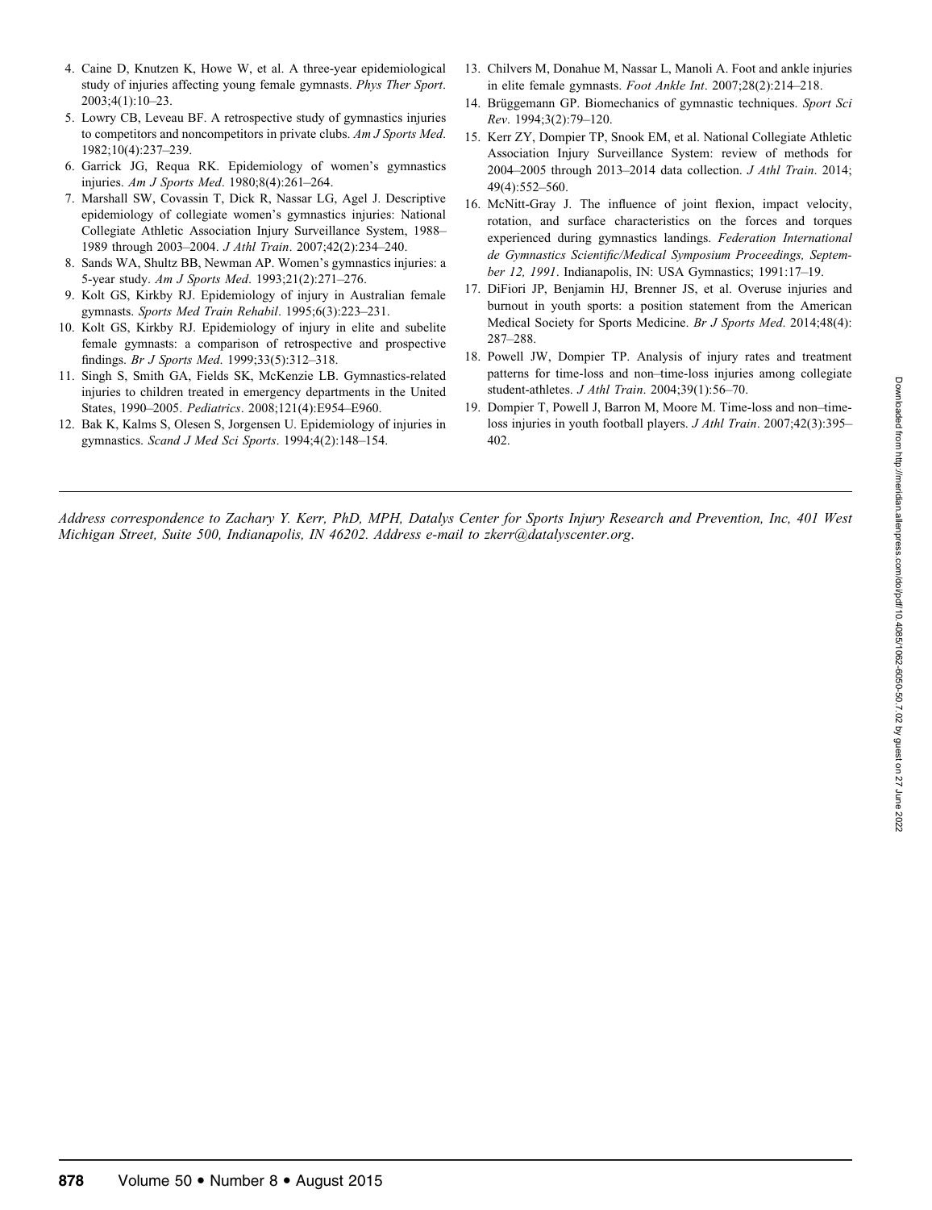4. Caine D, Knutzen K, Howe W, et al. A three-year epidemiological study of injuries affecting young female gymnasts. *Phys Ther Sport*. 2003;4(1):10–23.
5. Lowry CB, Leveau BF. A retrospective study of gymnastics injuries to competitors and noncompetitors in private clubs. *Am J Sports Med*. 1982;10(4):237–239.
6. Garrick JG, Requa RK. Epidemiology of women's gymnastics injuries. *Am J Sports Med*. 1980;8(4):261–264.
7. Marshall SW, Covassin T, Dick R, Nassar LG, Agel J. Descriptive epidemiology of collegiate women's gymnastics injuries: National Collegiate Athletic Association Injury Surveillance System, 1988–1989 through 2003–2004. *J Athl Train*. 2007;42(2):234–240.
8. Sands WA, Shultz BB, Newman AP. Women's gymnastics injuries: a 5-year study. *Am J Sports Med*. 1993;21(2):271–276.
9. Kolt GS, Kirkby RJ. Epidemiology of injury in Australian female gymnasts. *Sports Med Train Rehabil*. 1995;6(3):223–231.
10. Kolt GS, Kirkby RJ. Epidemiology of injury in elite and subelite female gymnasts: a comparison of retrospective and prospective findings. *Br J Sports Med*. 1999;33(5):312–318.
11. Singh S, Smith GA, Fields SK, McKenzie LB. Gymnastics-related injuries to children treated in emergency departments in the United States, 1990–2005. *Pediatrics*. 2008;121(4):E954–E960.
12. Bak K, Kalms S, Olesen S, Jorgensen U. Epidemiology of injuries in gymnastics. *Scand J Med Sci Sports*. 1994;4(2):148–154.
13. Chilvers M, Donahue M, Nassar L, Manoli A. Foot and ankle injuries in elite female gymnasts. *Foot Ankle Int*. 2007;28(2):214–218.
14. Brüggemann GP. Biomechanics of gymnastic techniques. *Sport Sci Rev*. 1994;3(2):79–120.
15. Kerr ZY, Dompier TP, Snook EM, et al. National Collegiate Athletic Association Injury Surveillance System: review of methods for 2004–2005 through 2013–2014 data collection. *J Athl Train*. 2014; 49(4):552–560.
16. McNitt-Gray J. The influence of joint flexion, impact velocity, rotation, and surface characteristics on the forces and torques experienced during gymnastics landings. *Federation International de Gymnastics Scientific/Medical Symposium Proceedings, September 12, 1991*. Indianapolis, IN: USA Gymnastics; 1991:17–19.
17. DiFiori JP, Benjamin HJ, Brenner JS, et al. Overuse injuries and burnout in youth sports: a position statement from the American Medical Society for Sports Medicine. *Br J Sports Med*. 2014;48(4): 287–288.
18. Powell JW, Dompier TP. Analysis of injury rates and treatment patterns for time-loss and non–time-loss injuries among collegiate student-athletes. *J Athl Train*. 2004;39(1):56–70.
19. Dompier T, Powell J, Barron M, Moore M. Time-loss and non–time-loss injuries in youth football players. *J Athl Train*. 2007;42(3):395–402.

---

*Address correspondence to Zachary Y. Kerr, PhD, MPH, Datalys Center for Sports Injury Research and Prevention, Inc, 401 West Michigan Street, Suite 500, Indianapolis, IN 46202. Address e-mail to zkerr@datalyscenter.org.*